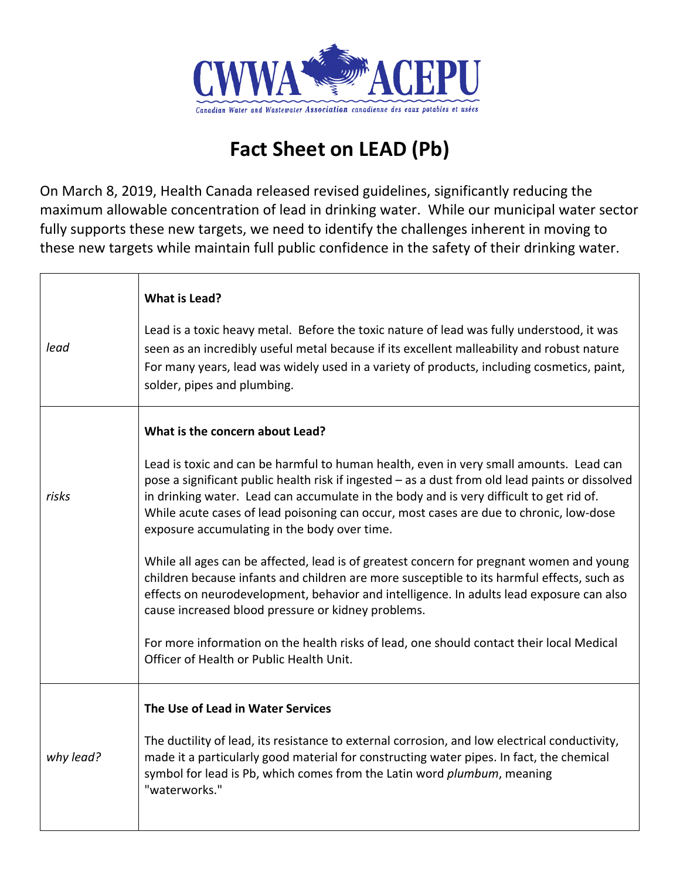CWWA ACEPU

Canadian Water and Wastewater Association canadienne des eaux potables et usées

# Fact Sheet on LEAD (Pb)

On March 8, 2019, Health Canada released revised guidelines, significantly reducing the maximum allowable concentration of lead in drinking water. While our municipal water sector fully supports these new targets, we need to identify the challenges inherent in moving to these new targets while maintain full public confidence in the safety of their drinking water.

| | |
|---|---|
| *lead* | **What is Lead?**<br><br>Lead is a toxic heavy metal. Before the toxic nature of lead was fully understood, it was seen as an incredibly useful metal because if its excellent malleability and robust nature For many years, lead was widely used in a variety of products, including cosmetics, paint, solder, pipes and plumbing. |
| *risks* | **What is the concern about Lead?**<br><br>Lead is toxic and can be harmful to human health, even in very small amounts. Lead can pose a significant public health risk if ingested – as a dust from old lead paints or dissolved in drinking water. Lead can accumulate in the body and is very difficult to get rid of. While acute cases of lead poisoning can occur, most cases are due to chronic, low-dose exposure accumulating in the body over time.<br><br>While all ages can be affected, lead is of greatest concern for pregnant women and young children because infants and children are more susceptible to its harmful effects, such as effects on neurodevelopment, behavior and intelligence. In adults lead exposure can also cause increased blood pressure or kidney problems.<br><br>For more information on the health risks of lead, one should contact their local Medical Officer of Health or Public Health Unit. |
| *why lead?* | **The Use of Lead in Water Services**<br><br>The ductility of lead, its resistance to external corrosion, and low electrical conductivity, made it a particularly good material for constructing water pipes. In fact, the chemical symbol for lead is Pb, which comes from the Latin word *plumbum*, meaning "waterworks." |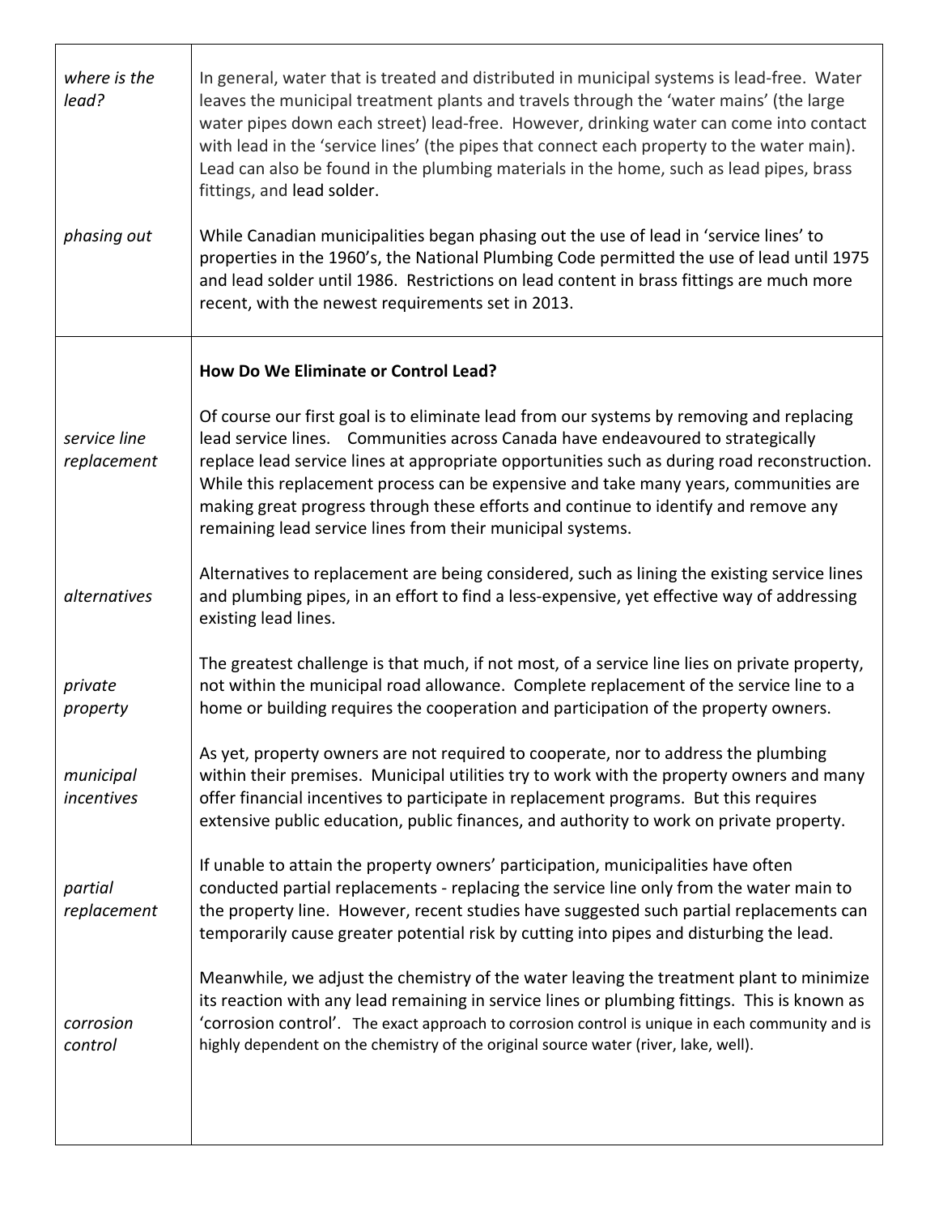| | |
|---|---|
| *where is the lead?* | In general, water that is treated and distributed in municipal systems is lead-free. Water leaves the municipal treatment plants and travels through the 'water mains' (the large water pipes down each street) lead-free. However, drinking water can come into contact with lead in the 'service lines' (the pipes that connect each property to the water main). Lead can also be found in the plumbing materials in the home, such as lead pipes, brass fittings, and lead solder. |
| *phasing out* | While Canadian municipalities began phasing out the use of lead in 'service lines' to properties in the 1960's, the National Plumbing Code permitted the use of lead until 1975 and lead solder until 1986. Restrictions on lead content in brass fittings are much more recent, with the newest requirements set in 2013. |
| | **How Do We Eliminate or Control Lead?** |
| *service line replacement* | Of course our first goal is to eliminate lead from our systems by removing and replacing lead service lines. Communities across Canada have endeavoured to strategically replace lead service lines at appropriate opportunities such as during road reconstruction. While this replacement process can be expensive and take many years, communities are making great progress through these efforts and continue to identify and remove any remaining lead service lines from their municipal systems. |
| *alternatives* | Alternatives to replacement are being considered, such as lining the existing service lines and plumbing pipes, in an effort to find a less-expensive, yet effective way of addressing existing lead lines. |
| *private property* | The greatest challenge is that much, if not most, of a service line lies on private property, not within the municipal road allowance. Complete replacement of the service line to a home or building requires the cooperation and participation of the property owners. |
| *municipal incentives* | As yet, property owners are not required to cooperate, nor to address the plumbing within their premises. Municipal utilities try to work with the property owners and many offer financial incentives to participate in replacement programs. But this requires extensive public education, public finances, and authority to work on private property. |
| *partial replacement* | If unable to attain the property owners' participation, municipalities have often conducted partial replacements - replacing the service line only from the water main to the property line. However, recent studies have suggested such partial replacements can temporarily cause greater potential risk by cutting into pipes and disturbing the lead. |
| *corrosion control* | Meanwhile, we adjust the chemistry of the water leaving the treatment plant to minimize its reaction with any lead remaining in service lines or plumbing fittings. This is known as 'corrosion control'. The exact approach to corrosion control is unique in each community and is highly dependent on the chemistry of the original source water (river, lake, well). |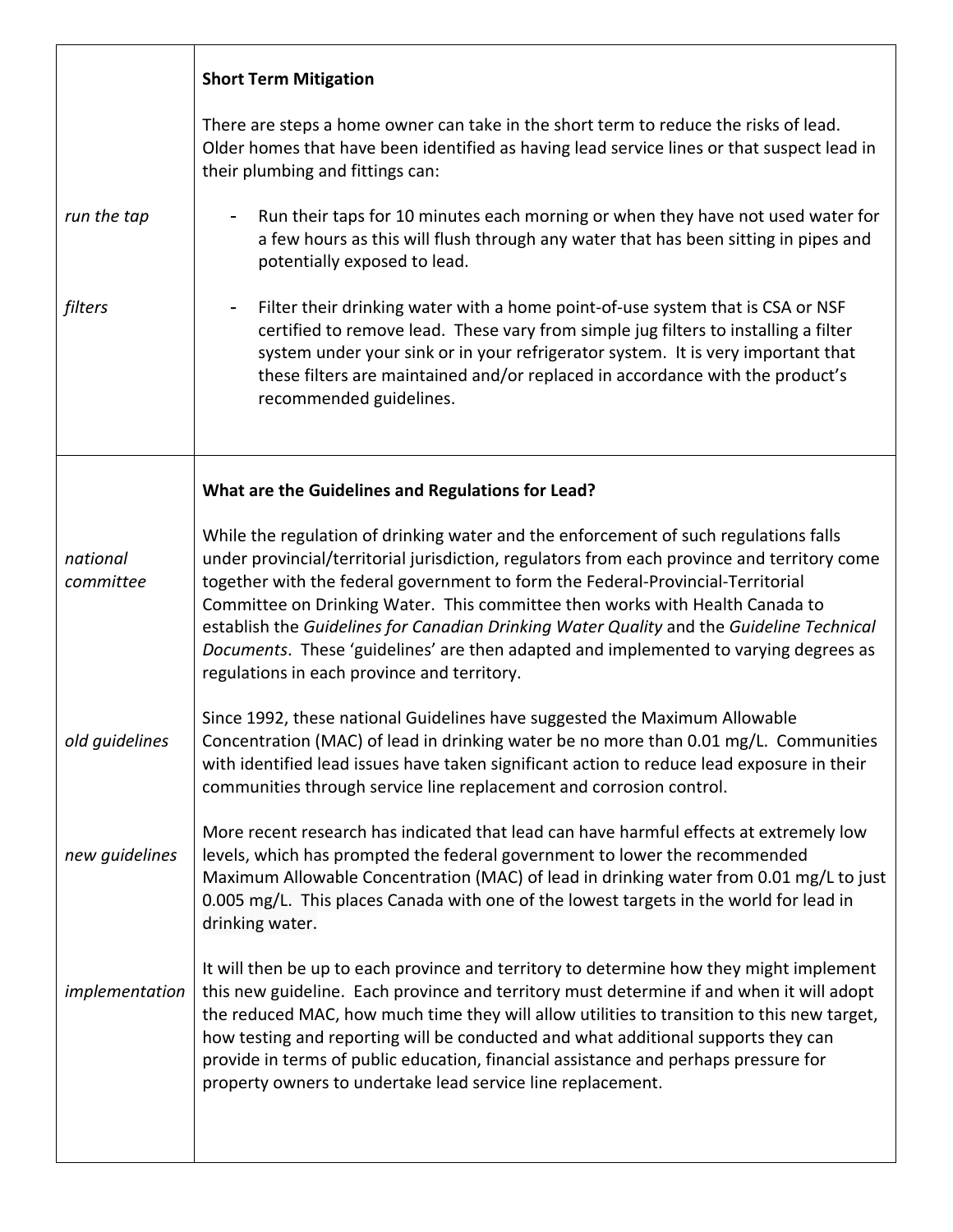| | |
|---|---|
| | **Short Term Mitigation**<br><br>There are steps a home owner can take in the short term to reduce the risks of lead. Older homes that have been identified as having lead service lines or that suspect lead in their plumbing and fittings can: |
| *run the tap* | - Run their taps for 10 minutes each morning or when they have not used water for a few hours as this will flush through any water that has been sitting in pipes and potentially exposed to lead. |
| *filters* | - Filter their drinking water with a home point-of-use system that is CSA or NSF certified to remove lead. These vary from simple jug filters to installing a filter system under your sink or in your refrigerator system. It is very important that these filters are maintained and/or replaced in accordance with the product's recommended guidelines. |
| | **What are the Guidelines and Regulations for Lead?** |
| *national committee* | While the regulation of drinking water and the enforcement of such regulations falls under provincial/territorial jurisdiction, regulators from each province and territory come together with the federal government to form the Federal-Provincial-Territorial Committee on Drinking Water. This committee then works with Health Canada to establish the *Guidelines for Canadian Drinking Water Quality* and the *Guideline Technical Documents*. These 'guidelines' are then adapted and implemented to varying degrees as regulations in each province and territory. |
| *old guidelines* | Since 1992, these national Guidelines have suggested the Maximum Allowable Concentration (MAC) of lead in drinking water be no more than 0.01 mg/L. Communities with identified lead issues have taken significant action to reduce lead exposure in their communities through service line replacement and corrosion control. |
| *new guidelines* | More recent research has indicated that lead can have harmful effects at extremely low levels, which has prompted the federal government to lower the recommended Maximum Allowable Concentration (MAC) of lead in drinking water from 0.01 mg/L to just 0.005 mg/L. This places Canada with one of the lowest targets in the world for lead in drinking water. |
| *implementation* | It will then be up to each province and territory to determine how they might implement this new guideline. Each province and territory must determine if and when it will adopt the reduced MAC, how much time they will allow utilities to transition to this new target, how testing and reporting will be conducted and what additional supports they can provide in terms of public education, financial assistance and perhaps pressure for property owners to undertake lead service line replacement. |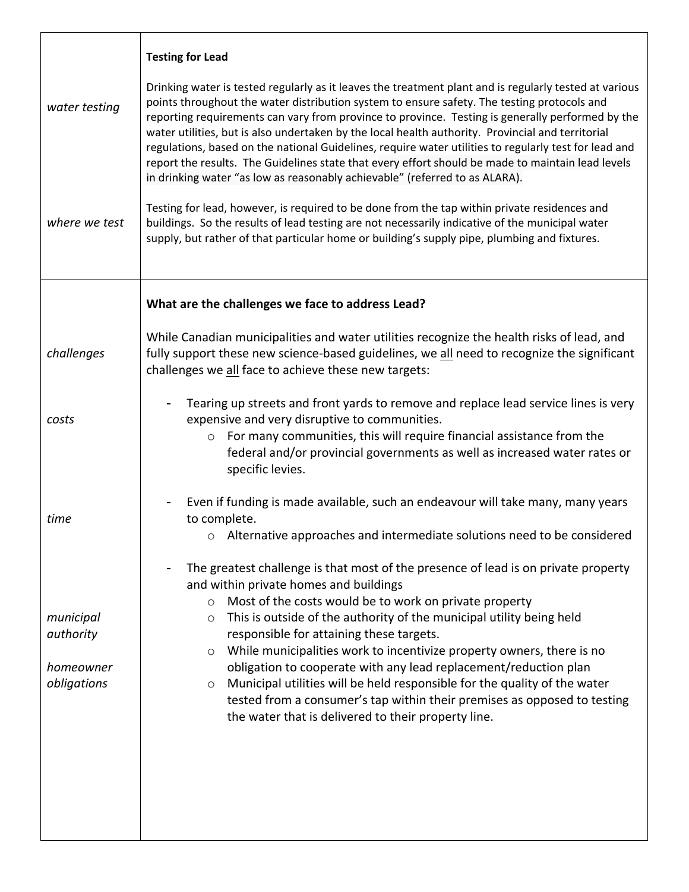| | |
|---|---|
| *water testing*<br><br>*where we test* | **Testing for Lead**<br><br>Drinking water is tested regularly as it leaves the treatment plant and is regularly tested at various points throughout the water distribution system to ensure safety. The testing protocols and reporting requirements can vary from province to province. Testing is generally performed by the water utilities, but is also undertaken by the local health authority. Provincial and territorial regulations, based on the national Guidelines, require water utilities to regularly test for lead and report the results. The Guidelines state that every effort should be made to maintain lead levels in drinking water "as low as reasonably achievable" (referred to as ALARA).<br><br>Testing for lead, however, is required to be done from the tap within private residences and buildings. So the results of lead testing are not necessarily indicative of the municipal water supply, but rather of that particular home or building's supply pipe, plumbing and fixtures. |
| *challenges*<br><br>*costs*<br><br>*time*<br><br>*municipal authority*<br><br>*homeowner obligations* | **What are the challenges we face to address Lead?**<br><br>While Canadian municipalities and water utilities recognize the health risks of lead, and fully support these new science-based guidelines, we <u>all</u> need to recognize the significant challenges we <u>all</u> face to achieve these new targets:<br><br>- Tearing up streets and front yards to remove and replace lead service lines is very expensive and very disruptive to communities.<br>&nbsp;&nbsp;&nbsp;&nbsp;o For many communities, this will require financial assistance from the federal and/or provincial governments as well as increased water rates or specific levies.<br><br>- Even if funding is made available, such an endeavour will take many, many years to complete.<br>&nbsp;&nbsp;&nbsp;&nbsp;o Alternative approaches and intermediate solutions need to be considered<br><br>- The greatest challenge is that most of the presence of lead is on private property and within private homes and buildings<br>&nbsp;&nbsp;&nbsp;&nbsp;o Most of the costs would be to work on private property<br>&nbsp;&nbsp;&nbsp;&nbsp;o This is outside of the authority of the municipal utility being held responsible for attaining these targets.<br>&nbsp;&nbsp;&nbsp;&nbsp;o While municipalities work to incentivize property owners, there is no obligation to cooperate with any lead replacement/reduction plan<br>&nbsp;&nbsp;&nbsp;&nbsp;o Municipal utilities will be held responsible for the quality of the water tested from a consumer's tap within their premises as opposed to testing the water that is delivered to their property line. |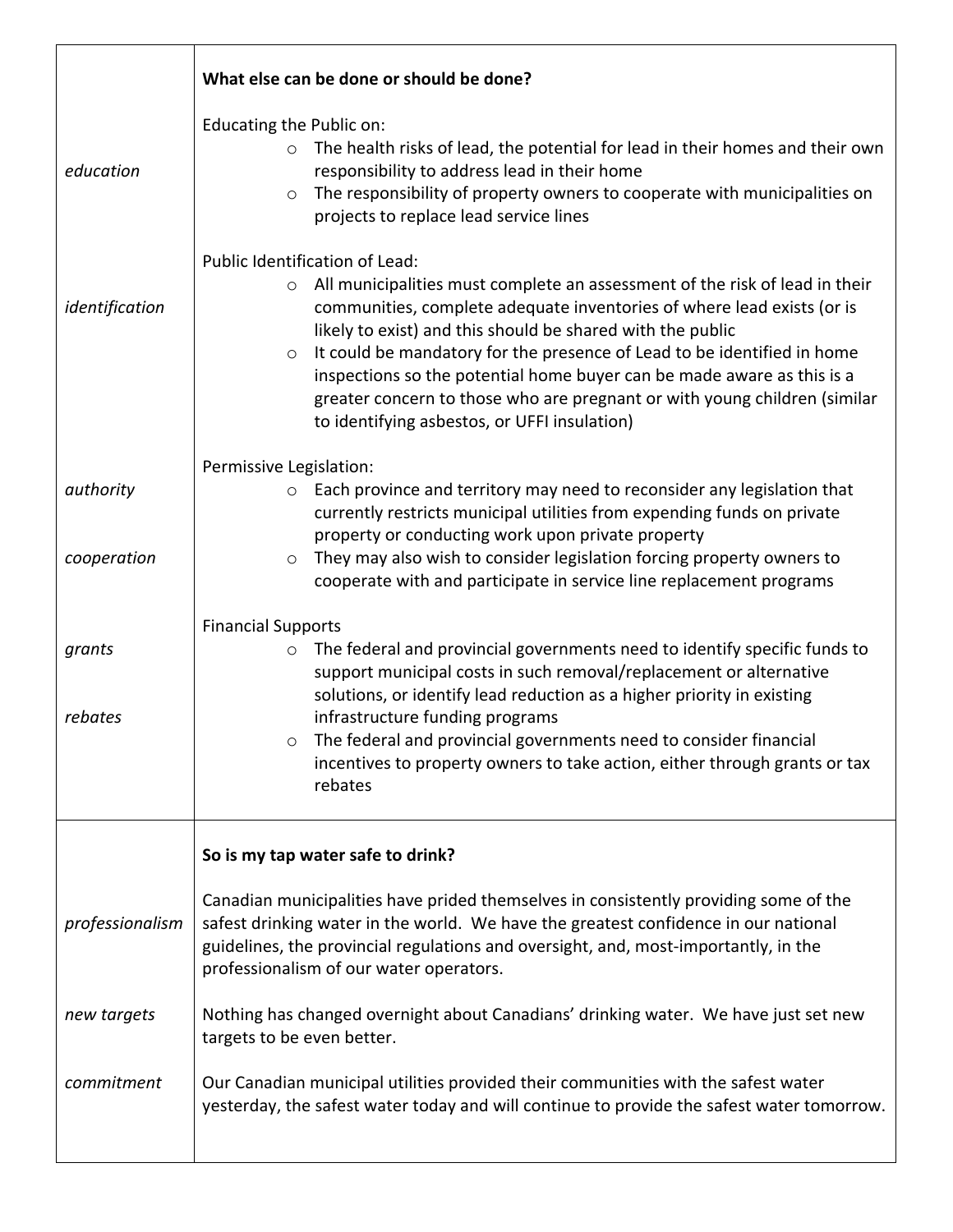| | |
|---|---|
| | **What else can be done or should be done?** |
| *education* | Educating the Public on:<br>○ The health risks of lead, the potential for lead in their homes and their own responsibility to address lead in their home<br>○ The responsibility of property owners to cooperate with municipalities on projects to replace lead service lines |
| *identification* | Public Identification of Lead:<br>○ All municipalities must complete an assessment of the risk of lead in their communities, complete adequate inventories of where lead exists (or is likely to exist) and this should be shared with the public<br>○ It could be mandatory for the presence of Lead to be identified in home inspections so the potential home buyer can be made aware as this is a greater concern to those who are pregnant or with young children (similar to identifying asbestos, or UFFI insulation) |
| *authority*<br><br>*cooperation* | Permissive Legislation:<br>○ Each province and territory may need to reconsider any legislation that currently restricts municipal utilities from expending funds on private property or conducting work upon private property<br>○ They may also wish to consider legislation forcing property owners to cooperate with and participate in service line replacement programs |
| *grants*<br><br>*rebates* | Financial Supports<br>○ The federal and provincial governments need to identify specific funds to support municipal costs in such removal/replacement or alternative solutions, or identify lead reduction as a higher priority in existing infrastructure funding programs<br>○ The federal and provincial governments need to consider financial incentives to property owners to take action, either through grants or tax rebates |
| | **So is my tap water safe to drink?** |
| *professionalism* | Canadian municipalities have prided themselves in consistently providing some of the safest drinking water in the world. We have the greatest confidence in our national guidelines, the provincial regulations and oversight, and, most-importantly, in the professionalism of our water operators. |
| *new targets* | Nothing has changed overnight about Canadians' drinking water. We have just set new targets to be even better. |
| *commitment* | Our Canadian municipal utilities provided their communities with the safest water yesterday, the safest water today and will continue to provide the safest water tomorrow. |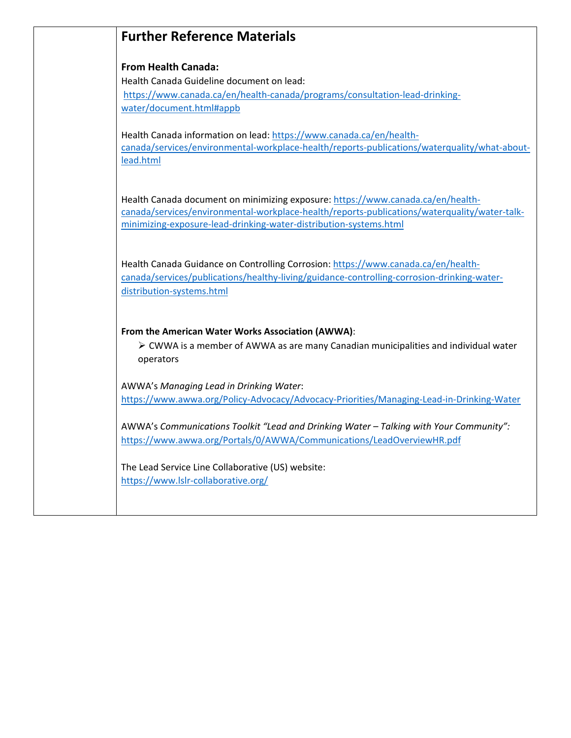## Further Reference Materials

**From Health Canada:**

Health Canada Guideline document on lead:
https://www.canada.ca/en/health-canada/programs/consultation-lead-drinking-water/document.html#appb

Health Canada information on lead: https://www.canada.ca/en/health-canada/services/environmental-workplace-health/reports-publications/waterquality/what-about-lead.html

Health Canada document on minimizing exposure: https://www.canada.ca/en/health-canada/services/environmental-workplace-health/reports-publications/waterquality/water-talk-minimizing-exposure-lead-drinking-water-distribution-systems.html

Health Canada Guidance on Controlling Corrosion: https://www.canada.ca/en/health-canada/services/publications/healthy-living/guidance-controlling-corrosion-drinking-water-distribution-systems.html

**From the American Water Works Association (AWWA)**:

- CWWA is a member of AWWA as are many Canadian municipalities and individual water operators

AWWA's *Managing Lead in Drinking Water*:
https://www.awwa.org/Policy-Advocacy/Advocacy-Priorities/Managing-Lead-in-Drinking-Water

AWWA's *Communications Toolkit "Lead and Drinking Water – Talking with Your Community":*
https://www.awwa.org/Portals/0/AWWA/Communications/LeadOverviewHR.pdf

The Lead Service Line Collaborative (US) website:
https://www.lslr-collaborative.org/